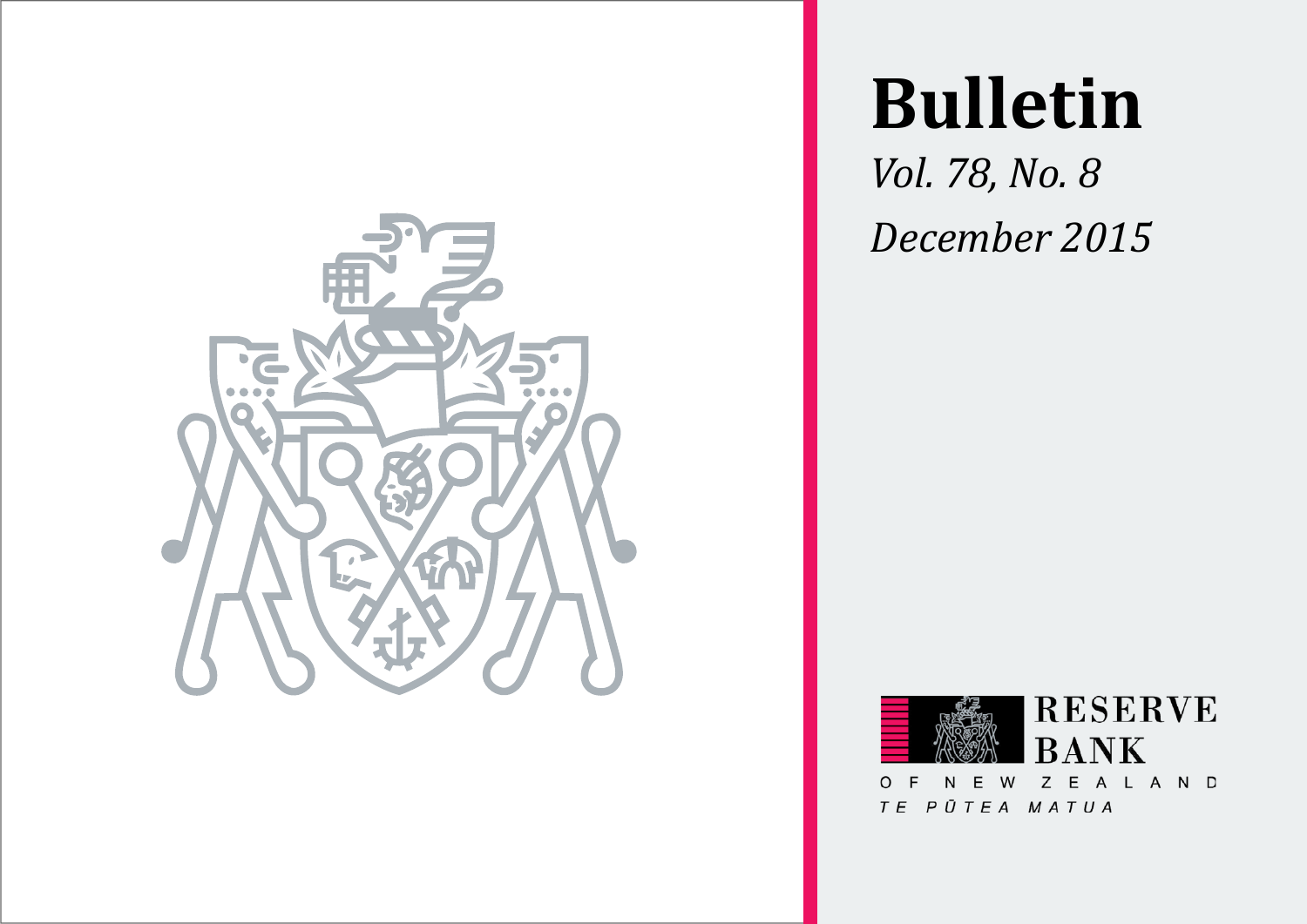# Bulletin

*Vol. 78, No. 8*

*December 2015*

RESERVE BANK

OF NEW ZEALAND

*TE PŪTEA MATUA*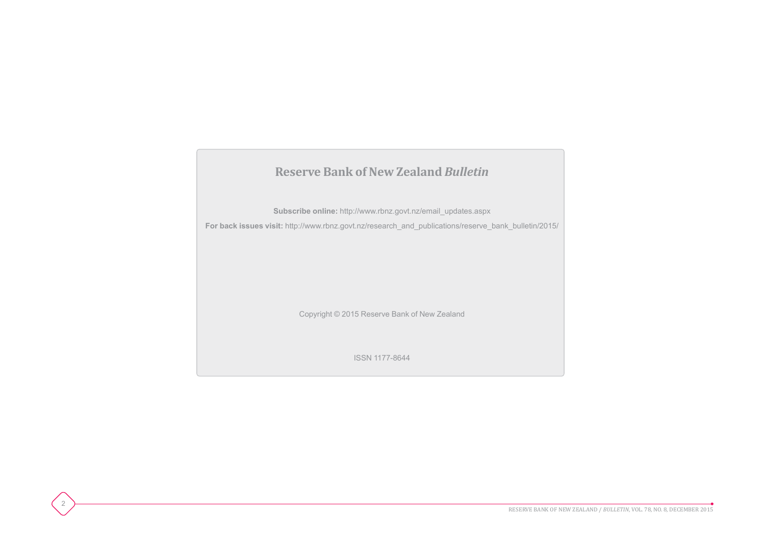## Reserve Bank of New Zealand *Bulletin*

**Subscribe online:** http://www.rbnz.govt.nz/email_updates.aspx

**For back issues visit:** http://www.rbnz.govt.nz/research_and_publications/reserve_bank_bulletin/2015/

Copyright © 2015 Reserve Bank of New Zealand

ISSN 1177-8644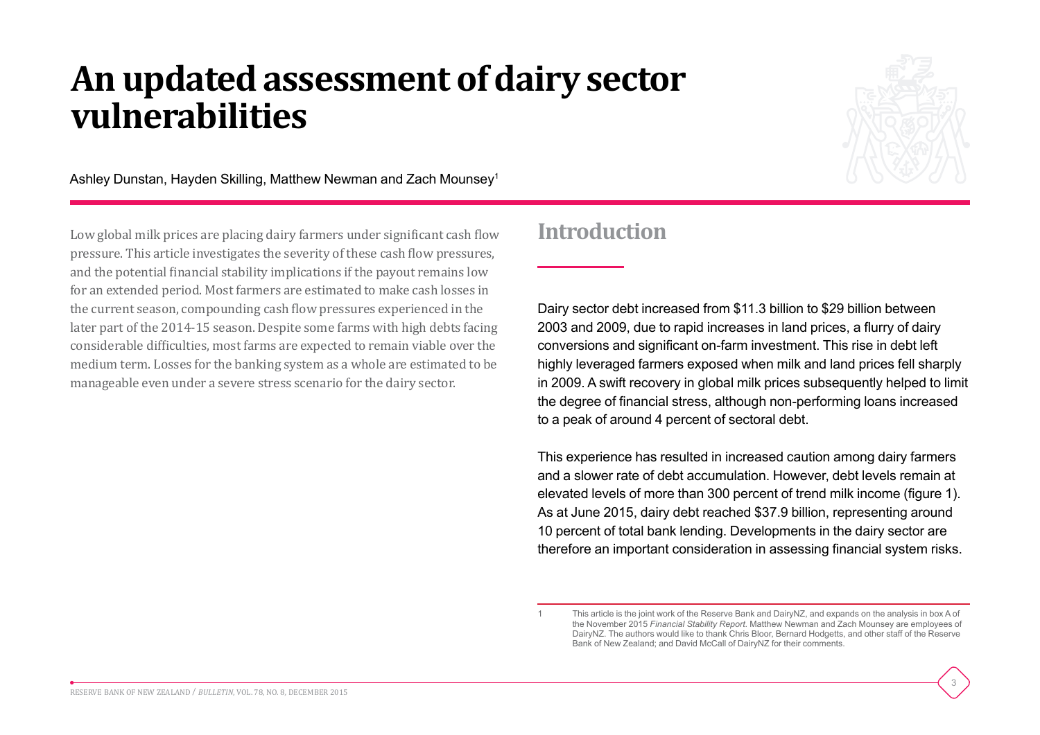# An updated assessment of dairy sector vulnerabilities

Ashley Dunstan, Hayden Skilling, Matthew Newman and Zach Mounsey[1]

Low global milk prices are placing dairy farmers under significant cash flow pressure. This article investigates the severity of these cash flow pressures, and the potential financial stability implications if the payout remains low for an extended period. Most farmers are estimated to make cash losses in the current season, compounding cash flow pressures experienced in the later part of the 2014-15 season. Despite some farms with high debts facing considerable difficulties, most farms are expected to remain viable over the medium term. Losses for the banking system as a whole are estimated to be manageable even under a severe stress scenario for the dairy sector.

## Introduction

Dairy sector debt increased from $11.3 billion to $29 billion between 2003 and 2009, due to rapid increases in land prices, a flurry of dairy conversions and significant on-farm investment. This rise in debt left highly leveraged farmers exposed when milk and land prices fell sharply in 2009. A swift recovery in global milk prices subsequently helped to limit the degree of financial stress, although non-performing loans increased to a peak of around 4 percent of sectoral debt.

This experience has resulted in increased caution among dairy farmers and a slower rate of debt accumulation. However, debt levels remain at elevated levels of more than 300 percent of trend milk income (figure 1). As at June 2015, dairy debt reached $37.9 billion, representing around 10 percent of total bank lending. Developments in the dairy sector are therefore an important consideration in assessing financial system risks.

---

1 This article is the joint work of the Reserve Bank and DairyNZ, and expands on the analysis in box A of the November 2015 *Financial Stability Report*. Matthew Newman and Zach Mounsey are employees of DairyNZ. The authors would like to thank Chris Bloor, Bernard Hodgetts, and other staff of the Reserve Bank of New Zealand; and David McCall of DairyNZ for their comments.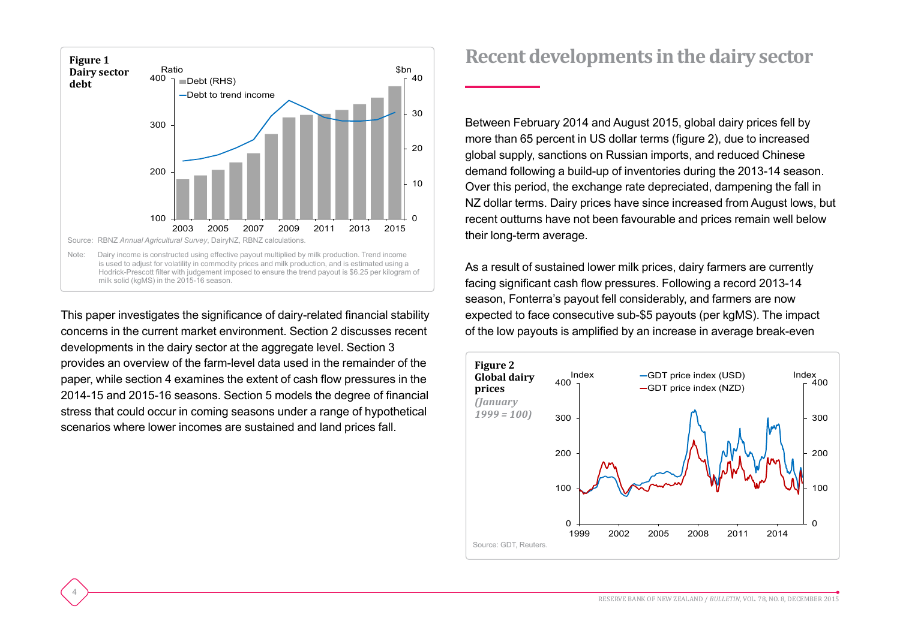**Figure 1**
**Dairy sector debt**

Source: RBNZ *Annual Agricultural Survey*, DairyNZ, RBNZ calculations.

Note: Dairy income is constructed using effective payout multiplied by milk production. Trend income is used to adjust for volatility in commodity prices and milk production, and is estimated using a Hodrick-Prescott filter with judgement imposed to ensure the trend payout is $6.25 per kilogram of milk solid (kgMS) in the 2015-16 season.

This paper investigates the significance of dairy-related financial stability concerns in the current market environment. Section 2 discusses recent developments in the dairy sector at the aggregate level. Section 3 provides an overview of the farm-level data used in the remainder of the paper, while section 4 examines the extent of cash flow pressures in the 2014-15 and 2015-16 seasons. Section 5 models the degree of financial stress that could occur in coming seasons under a range of hypothetical scenarios where lower incomes are sustained and land prices fall.

## Recent developments in the dairy sector

Between February 2014 and August 2015, global dairy prices fell by more than 65 percent in US dollar terms (figure 2), due to increased global supply, sanctions on Russian imports, and reduced Chinese demand following a build-up of inventories during the 2013-14 season. Over this period, the exchange rate depreciated, dampening the fall in NZ dollar terms. Dairy prices have since increased from August lows, but recent outturns have not been favourable and prices remain well below their long-term average.

As a result of sustained lower milk prices, dairy farmers are currently facing significant cash flow pressures. Following a record 2013-14 season, Fonterra's payout fell considerably, and farmers are now expected to face consecutive sub-$5 payouts (per kgMS). The impact of the low payouts is amplified by an increase in average break-even

**Figure 2**
**Global dairy prices**
*(January 1999 = 100)*

Source: GDT, Reuters.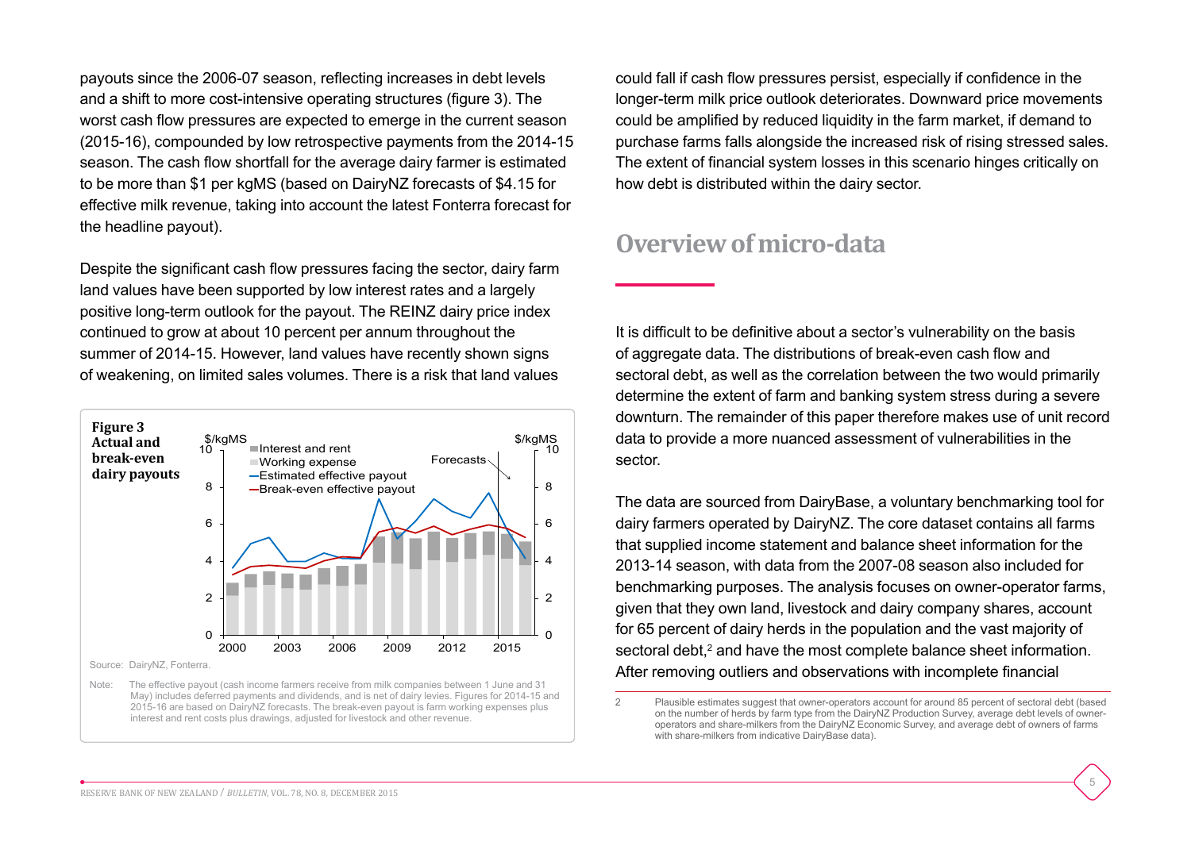payouts since the 2006-07 season, reflecting increases in debt levels and a shift to more cost-intensive operating structures (figure 3). The worst cash flow pressures are expected to emerge in the current season (2015-16), compounded by low retrospective payments from the 2014-15 season. The cash flow shortfall for the average dairy farmer is estimated to be more than $1 per kgMS (based on DairyNZ forecasts of $4.15 for effective milk revenue, taking into account the latest Fonterra forecast for the headline payout).

Despite the significant cash flow pressures facing the sector, dairy farm land values have been supported by low interest rates and a largely positive long-term outlook for the payout. The REINZ dairy price index continued to grow at about 10 percent per annum throughout the summer of 2014-15. However, land values have recently shown signs of weakening, on limited sales volumes. There is a risk that land values could fall if cash flow pressures persist, especially if confidence in the longer-term milk price outlook deteriorates. Downward price movements could be amplified by reduced liquidity in the farm market, if demand to purchase farms falls alongside the increased risk of rising stressed sales. The extent of financial system losses in this scenario hinges critically on how debt is distributed within the dairy sector.

**Figure 3**
**Actual and break-even dairy payouts**

Source: DairyNZ, Fonterra.

Note: The effective payout (cash income farmers receive from milk companies between 1 June and 31 May) includes deferred payments and dividends, and is net of dairy levies. Figures for 2014-15 and 2015-16 are based on DairyNZ forecasts. The break-even payout is farm working expenses plus interest and rent costs plus drawings, adjusted for livestock and other revenue.

## Overview of micro-data

It is difficult to be definitive about a sector's vulnerability on the basis of aggregate data. The distributions of break-even cash flow and sectoral debt, as well as the correlation between the two would primarily determine the extent of farm and banking system stress during a severe downturn. The remainder of this paper therefore makes use of unit record data to provide a more nuanced assessment of vulnerabilities in the sector.

The data are sourced from DairyBase, a voluntary benchmarking tool for dairy farmers operated by DairyNZ. The core dataset contains all farms that supplied income statement and balance sheet information for the 2013-14 season, with data from the 2007-08 season also included for benchmarking purposes. The analysis focuses on owner-operator farms, given that they own land, livestock and dairy company shares, account for 65 percent of dairy herds in the population and the vast majority of sectoral debt,[2] and have the most complete balance sheet information. After removing outliers and observations with incomplete financial

2 Plausible estimates suggest that owner-operators account for around 85 percent of sectoral debt (based on the number of herds by farm type from the DairyNZ Production Survey, average debt levels of owner-operators and share-milkers from the DairyNZ Economic Survey, and average debt of owners of farms with share-milkers from indicative DairyBase data).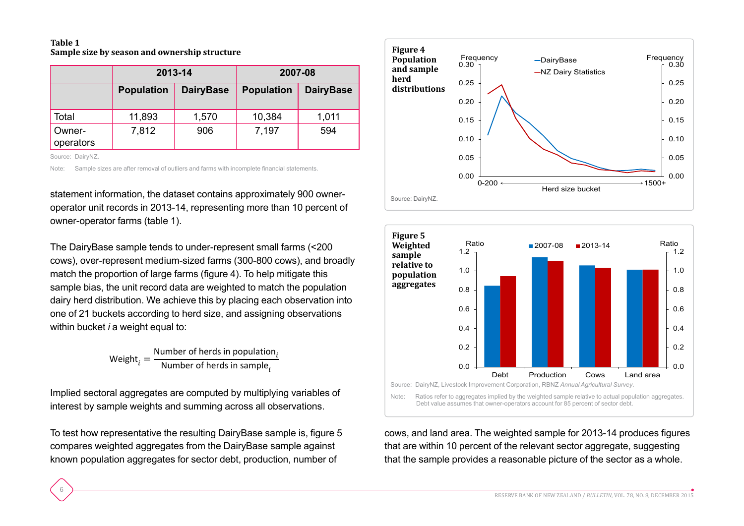**Table 1**
**Sample size by season and ownership structure**

| | 2013-14 | | 2007-08 | |
|---|---|---|---|---|
| | Population | DairyBase | Population | DairyBase |
| Total | 11,893 | 1,570 | 10,384 | 1,011 |
| Owner-operators | 7,812 | 906 | 7,197 | 594 |

Source: DairyNZ.

Note: Sample sizes are after removal of outliers and farms with incomplete financial statements.

statement information, the dataset contains approximately 900 owner-operator unit records in 2013-14, representing more than 10 percent of owner-operator farms (table 1).

The DairyBase sample tends to under-represent small farms (<200 cows), over-represent medium-sized farms (300-800 cows), and broadly match the proportion of large farms (figure 4). To help mitigate this sample bias, the unit record data are weighted to match the population dairy herd distribution. We achieve this by placing each observation into one of 21 buckets according to herd size, and assigning observations within bucket *i* a weight equal to:

$$\text{Weight}_i = \frac{\text{Number of herds in population}_i}{\text{Number of herds in sample}_i}$$

Implied sectoral aggregates are computed by multiplying variables of interest by sample weights and summing across all observations.

To test how representative the resulting DairyBase sample is, figure 5 compares weighted aggregates from the DairyBase sample against known population aggregates for sector debt, production, number of cows, and land area. The weighted sample for 2013-14 produces figures that are within 10 percent of the relevant sector aggregate, suggesting that the sample provides a reasonable picture of the sector as a whole.

**Figure 4**
**Population and sample herd distributions**

Source: DairyNZ.

**Figure 5**
**Weighted sample relative to population aggregates**

Source: DairyNZ, Livestock Improvement Corporation, RBNZ *Annual Agricultural Survey*.

Note: Ratios refer to aggregates implied by the weighted sample relative to actual population aggregates. Debt value assumes that owner-operators account for 85 percent of sector debt.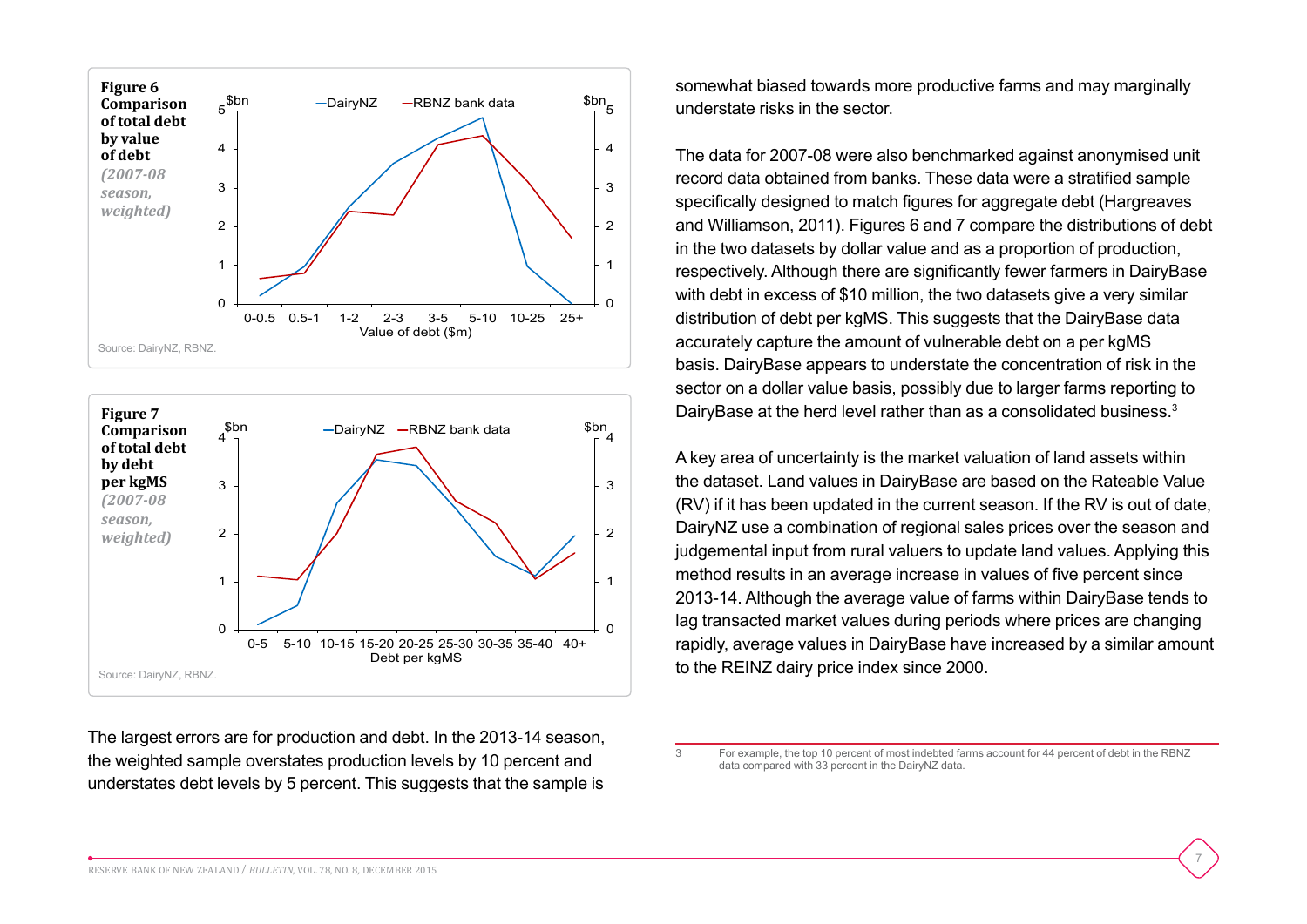**Figure 6**
**Comparison of total debt by value of debt**
*(2007-08 season, weighted)*

Source: DairyNZ, RBNZ.

**Figure 7**
**Comparison of total debt by debt per kgMS**
*(2007-08 season, weighted)*

Source: DairyNZ, RBNZ.

The largest errors are for production and debt. In the 2013-14 season, the weighted sample overstates production levels by 10 percent and understates debt levels by 5 percent. This suggests that the sample is somewhat biased towards more productive farms and may marginally understate risks in the sector.

The data for 2007-08 were also benchmarked against anonymised unit record data obtained from banks. These data were a stratified sample specifically designed to match figures for aggregate debt (Hargreaves and Williamson, 2011). Figures 6 and 7 compare the distributions of debt in the two datasets by dollar value and as a proportion of production, respectively. Although there are significantly fewer farmers in DairyBase with debt in excess of $10 million, the two datasets give a very similar distribution of debt per kgMS. This suggests that the DairyBase data accurately capture the amount of vulnerable debt on a per kgMS basis. DairyBase appears to understate the concentration of risk in the sector on a dollar value basis, possibly due to larger farms reporting to DairyBase at the herd level rather than as a consolidated business.[3]

A key area of uncertainty is the market valuation of land assets within the dataset. Land values in DairyBase are based on the Rateable Value (RV) if it has been updated in the current season. If the RV is out of date, DairyNZ use a combination of regional sales prices over the season and judgemental input from rural valuers to update land values. Applying this method results in an average increase in values of five percent since 2013-14. Although the average value of farms within DairyBase tends to lag transacted market values during periods where prices are changing rapidly, average values in DairyBase have increased by a similar amount to the REINZ dairy price index since 2000.

3 For example, the top 10 percent of most indebted farms account for 44 percent of debt in the RBNZ data compared with 33 percent in the DairyNZ data.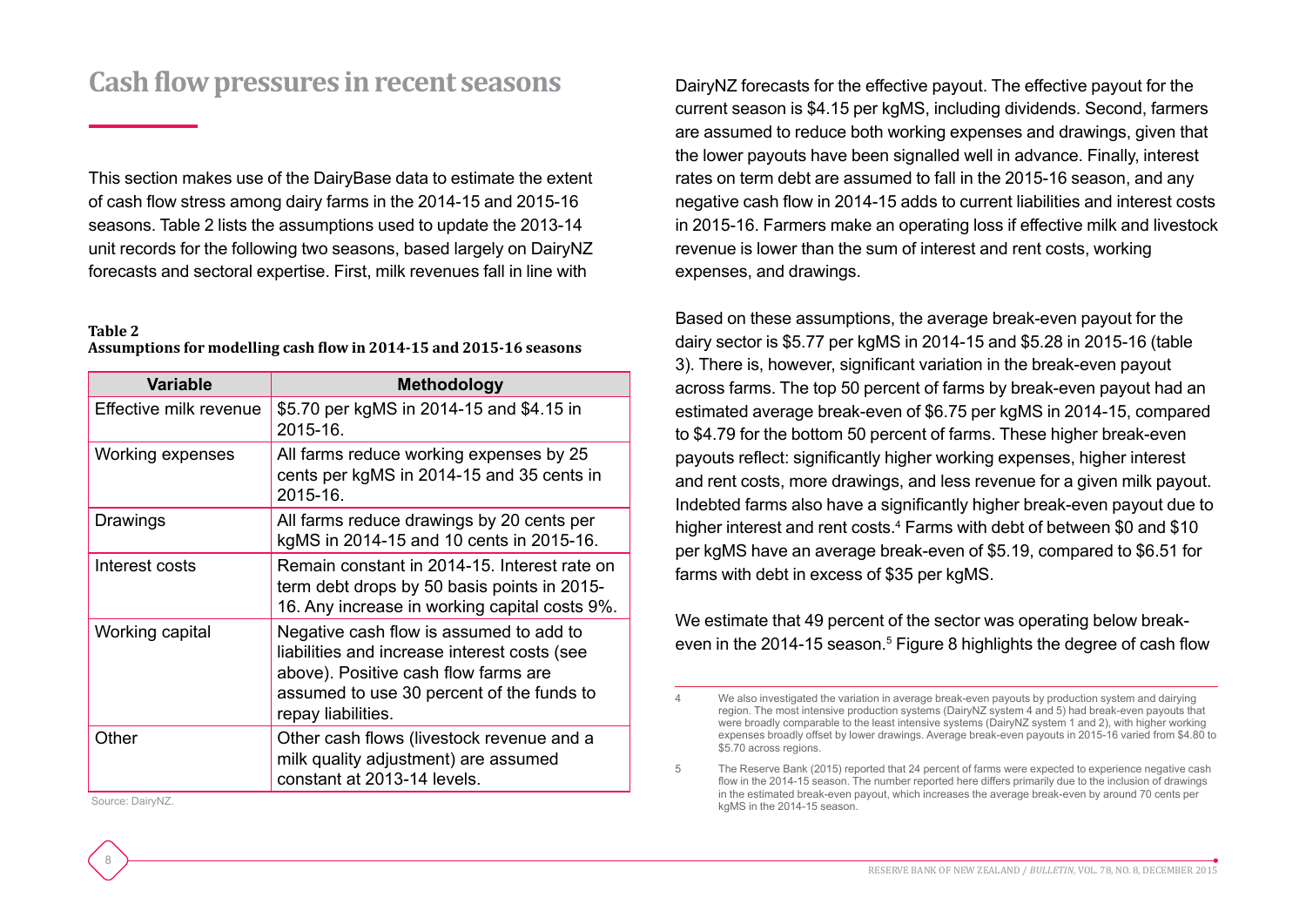## Cash flow pressures in recent seasons

This section makes use of the DairyBase data to estimate the extent of cash flow stress among dairy farms in the 2014-15 and 2015-16 seasons. Table 2 lists the assumptions used to update the 2013-14 unit records for the following two seasons, based largely on DairyNZ forecasts and sectoral expertise. First, milk revenues fall in line with DairyNZ forecasts for the effective payout. The effective payout for the current season is $4.15 per kgMS, including dividends. Second, farmers are assumed to reduce both working expenses and drawings, given that the lower payouts have been signalled well in advance. Finally, interest rates on term debt are assumed to fall in the 2015-16 season, and any negative cash flow in 2014-15 adds to current liabilities and interest costs in 2015-16. Farmers make an operating loss if effective milk and livestock revenue is lower than the sum of interest and rent costs, working expenses, and drawings.

**Table 2**
**Assumptions for modelling cash flow in 2014-15 and 2015-16 seasons**

| Variable | Methodology |
|---|---|
| Effective milk revenue | $5.70 per kgMS in 2014-15 and $4.15 in 2015-16. |
| Working expenses | All farms reduce working expenses by 25 cents per kgMS in 2014-15 and 35 cents in 2015-16. |
| Drawings | All farms reduce drawings by 20 cents per kgMS in 2014-15 and 10 cents in 2015-16. |
| Interest costs | Remain constant in 2014-15. Interest rate on term debt drops by 50 basis points in 2015-16. Any increase in working capital costs 9%. |
| Working capital | Negative cash flow is assumed to add to liabilities and increase interest costs (see above). Positive cash flow farms are assumed to use 30 percent of the funds to repay liabilities. |
| Other | Other cash flows (livestock revenue and a milk quality adjustment) are assumed constant at 2013-14 levels. |

Source: DairyNZ.

Based on these assumptions, the average break-even payout for the dairy sector is $5.77 per kgMS in 2014-15 and $5.28 in 2015-16 (table 3). There is, however, significant variation in the break-even payout across farms. The top 50 percent of farms by break-even payout had an estimated average break-even of $6.75 per kgMS in 2014-15, compared to $4.79 for the bottom 50 percent of farms. These higher break-even payouts reflect: significantly higher working expenses, higher interest and rent costs, more drawings, and less revenue for a given milk payout. Indebted farms also have a significantly higher break-even payout due to higher interest and rent costs.[4] Farms with debt of between $0 and $10 per kgMS have an average break-even of $5.19, compared to $6.51 for farms with debt in excess of $35 per kgMS.

We estimate that 49 percent of the sector was operating below break-even in the 2014-15 season.[5] Figure 8 highlights the degree of cash flow

---

4 We also investigated the variation in average break-even payouts by production system and dairying region. The most intensive production systems (DairyNZ system 4 and 5) had break-even payouts that were broadly comparable to the least intensive systems (DairyNZ system 1 and 2), with higher working expenses broadly offset by lower drawings. Average break-even payouts in 2015-16 varied from $4.80 to $5.70 across regions.

5 The Reserve Bank (2015) reported that 24 percent of farms were expected to experience negative cash flow in the 2014-15 season. The number reported here differs primarily due to the inclusion of drawings in the estimated break-even payout, which increases the average break-even by around 70 cents per kgMS in the 2014-15 season.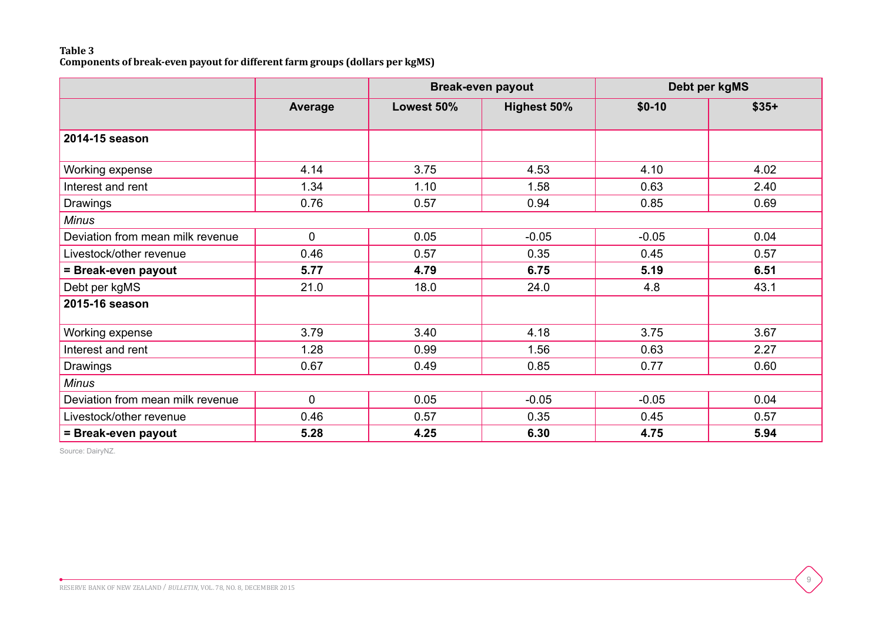**Table 3**
**Components of break-even payout for different farm groups (dollars per kgMS)**

| | | Break-even payout | | Debt per kgMS | |
|---|---|---|---|---|---|
| | **Average** | **Lowest 50%** | **Highest 50%** | **$0-10** | **$35+** |
| **2014-15 season** | | | | | |
| Working expense | 4.14 | 3.75 | 4.53 | 4.10 | 4.02 |
| Interest and rent | 1.34 | 1.10 | 1.58 | 0.63 | 2.40 |
| Drawings | 0.76 | 0.57 | 0.94 | 0.85 | 0.69 |
| *Minus* | | | | | |
| Deviation from mean milk revenue | 0 | 0.05 | -0.05 | -0.05 | 0.04 |
| Livestock/other revenue | 0.46 | 0.57 | 0.35 | 0.45 | 0.57 |
| **= Break-even payout** | **5.77** | **4.79** | **6.75** | **5.19** | **6.51** |
| Debt per kgMS | 21.0 | 18.0 | 24.0 | 4.8 | 43.1 |
| **2015-16 season** | | | | | |
| Working expense | 3.79 | 3.40 | 4.18 | 3.75 | 3.67 |
| Interest and rent | 1.28 | 0.99 | 1.56 | 0.63 | 2.27 |
| Drawings | 0.67 | 0.49 | 0.85 | 0.77 | 0.60 |
| *Minus* | | | | | |
| Deviation from mean milk revenue | 0 | 0.05 | -0.05 | -0.05 | 0.04 |
| Livestock/other revenue | 0.46 | 0.57 | 0.35 | 0.45 | 0.57 |
| **= Break-even payout** | **5.28** | **4.25** | **6.30** | **4.75** | **5.94** |

Source: DairyNZ.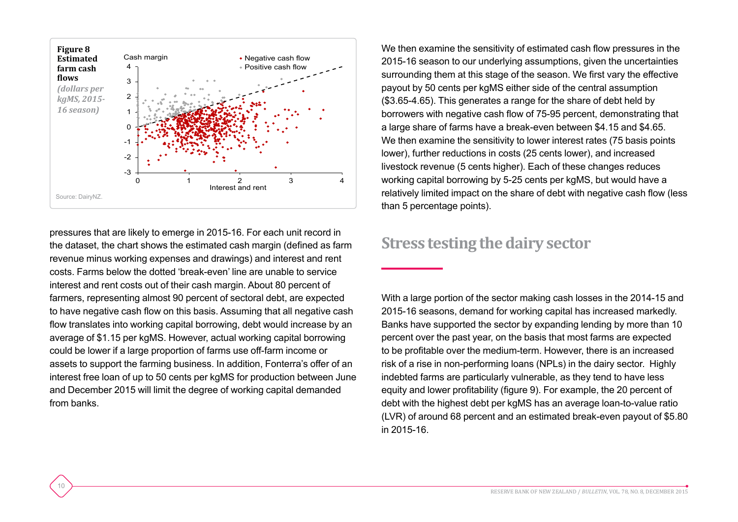**Figure 8**
**Estimated farm cash flows**
*(dollars per kgMS, 2015-16 season)*

Source: DairyNZ.

pressures that are likely to emerge in 2015-16. For each unit record in the dataset, the chart shows the estimated cash margin (defined as farm revenue minus working expenses and drawings) and interest and rent costs. Farms below the dotted 'break-even' line are unable to service interest and rent costs out of their cash margin. About 80 percent of farmers, representing almost 90 percent of sectoral debt, are expected to have negative cash flow on this basis. Assuming that all negative cash flow translates into working capital borrowing, debt would increase by an average of $1.15 per kgMS. However, actual working capital borrowing could be lower if a large proportion of farms use off-farm income or assets to support the farming business. In addition, Fonterra's offer of an interest free loan of up to 50 cents per kgMS for production between June and December 2015 will limit the degree of working capital demanded from banks.

We then examine the sensitivity of estimated cash flow pressures in the 2015-16 season to our underlying assumptions, given the uncertainties surrounding them at this stage of the season. We first vary the effective payout by 50 cents per kgMS either side of the central assumption ($3.65-4.65). This generates a range for the share of debt held by borrowers with negative cash flow of 75-95 percent, demonstrating that a large share of farms have a break-even between $4.15 and $4.65. We then examine the sensitivity to lower interest rates (75 basis points lower), further reductions in costs (25 cents lower), and increased livestock revenue (5 cents higher). Each of these changes reduces working capital borrowing by 5-25 cents per kgMS, but would have a relatively limited impact on the share of debt with negative cash flow (less than 5 percentage points).

## Stress testing the dairy sector

With a large portion of the sector making cash losses in the 2014-15 and 2015-16 seasons, demand for working capital has increased markedly. Banks have supported the sector by expanding lending by more than 10 percent over the past year, on the basis that most farms are expected to be profitable over the medium-term. However, there is an increased risk of a rise in non-performing loans (NPLs) in the dairy sector. Highly indebted farms are particularly vulnerable, as they tend to have less equity and lower profitability (figure 9). For example, the 20 percent of debt with the highest debt per kgMS has an average loan-to-value ratio (LVR) of around 68 percent and an estimated break-even payout of $5.80 in 2015-16.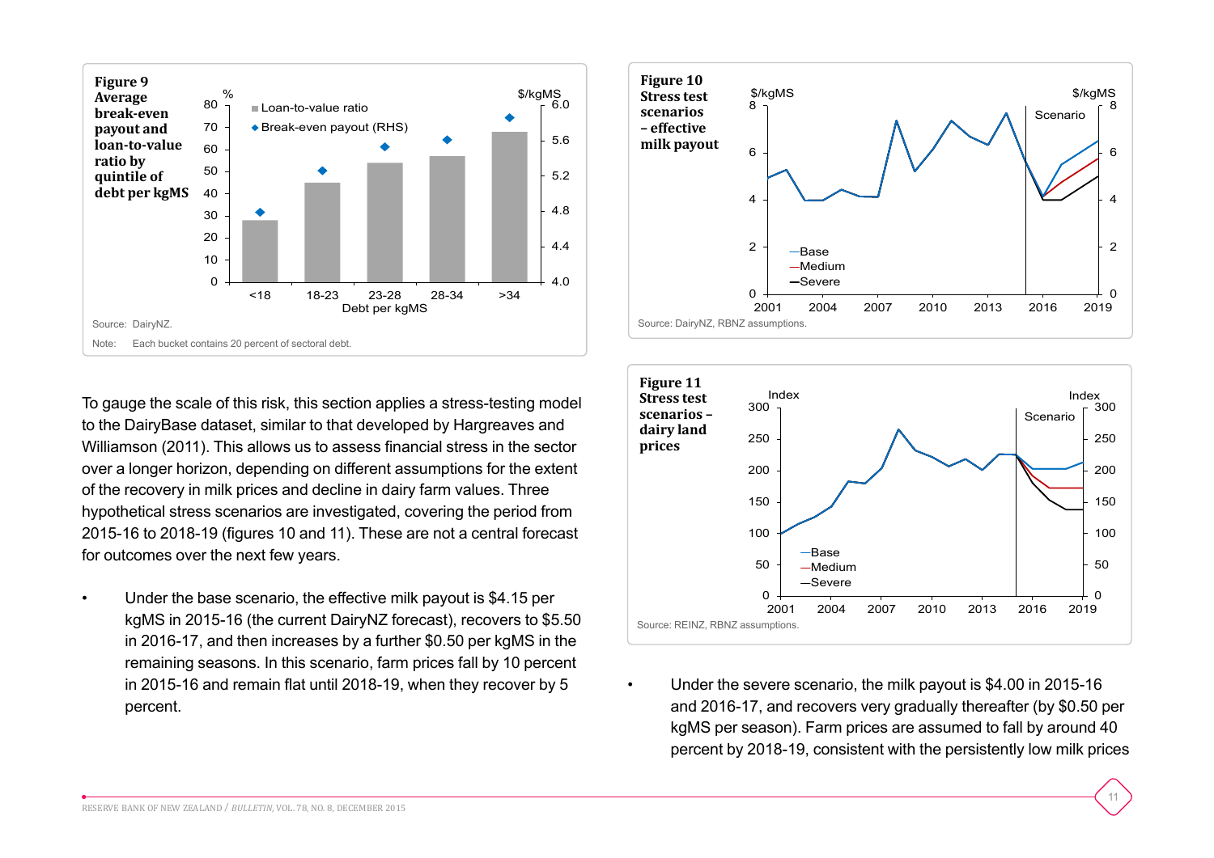**Figure 9**
**Average break-even payout and loan-to-value ratio by quintile of debt per kgMS**

Source: DairyNZ.

Note: Each bucket contains 20 percent of sectoral debt.

**Figure 10**
**Stress test scenarios – effective milk payout**

Source: DairyNZ, RBNZ assumptions.

**Figure 11**
**Stress test scenarios – dairy land prices**

Source: REINZ, RBNZ assumptions.

To gauge the scale of this risk, this section applies a stress-testing model to the DairyBase dataset, similar to that developed by Hargreaves and Williamson (2011). This allows us to assess financial stress in the sector over a longer horizon, depending on different assumptions for the extent of the recovery in milk prices and decline in dairy farm values. Three hypothetical stress scenarios are investigated, covering the period from 2015-16 to 2018-19 (figures 10 and 11). These are not a central forecast for outcomes over the next few years.

- Under the base scenario, the effective milk payout is $4.15 per kgMS in 2015-16 (the current DairyNZ forecast), recovers to $5.50 in 2016-17, and then increases by a further $0.50 per kgMS in the remaining seasons. In this scenario, farm prices fall by 10 percent in 2015-16 and remain flat until 2018-19, when they recover by 5 percent.

- Under the severe scenario, the milk payout is $4.00 in 2015-16 and 2016-17, and recovers very gradually thereafter (by $0.50 per kgMS per season). Farm prices are assumed to fall by around 40 percent by 2018-19, consistent with the persistently low milk prices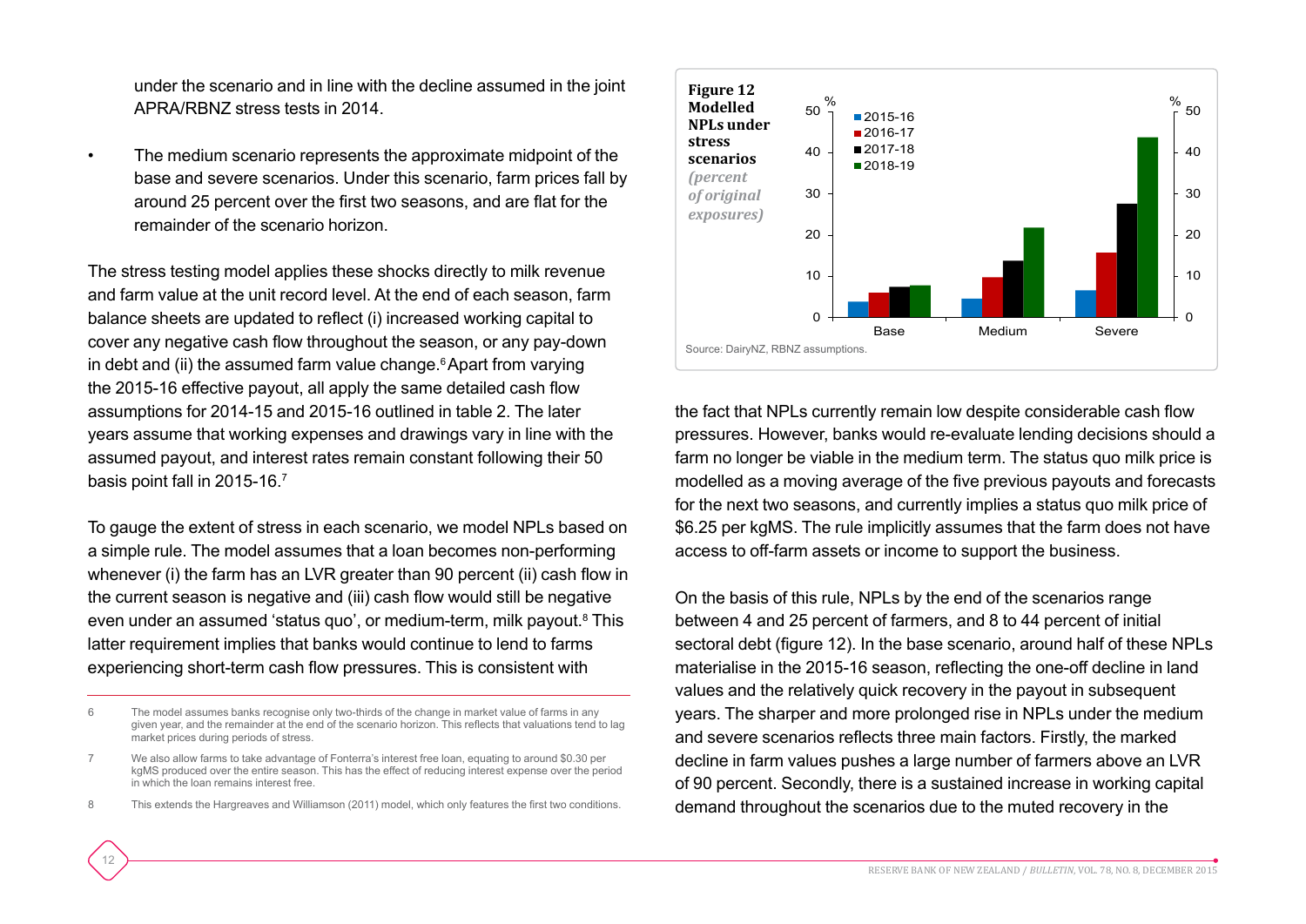under the scenario and in line with the decline assumed in the joint APRA/RBNZ stress tests in 2014.

- The medium scenario represents the approximate midpoint of the base and severe scenarios. Under this scenario, farm prices fall by around 25 percent over the first two seasons, and are flat for the remainder of the scenario horizon.

The stress testing model applies these shocks directly to milk revenue and farm value at the unit record level. At the end of each season, farm balance sheets are updated to reflect (i) increased working capital to cover any negative cash flow throughout the season, or any pay-down in debt and (ii) the assumed farm value change.[6] Apart from varying the 2015-16 effective payout, all apply the same detailed cash flow assumptions for 2014-15 and 2015-16 outlined in table 2. The later years assume that working expenses and drawings vary in line with the assumed payout, and interest rates remain constant following their 50 basis point fall in 2015-16.[7]

To gauge the extent of stress in each scenario, we model NPLs based on a simple rule. The model assumes that a loan becomes non-performing whenever (i) the farm has an LVR greater than 90 percent (ii) cash flow in the current season is negative and (iii) cash flow would still be negative even under an assumed 'status quo', or medium-term, milk payout.[8] This latter requirement implies that banks would continue to lend to farms experiencing short-term cash flow pressures. This is consistent with the fact that NPLs currently remain low despite considerable cash flow pressures. However, banks would re-evaluate lending decisions should a farm no longer be viable in the medium term. The status quo milk price is modelled as a moving average of the five previous payouts and forecasts for the next two seasons, and currently implies a status quo milk price of $6.25 per kgMS. The rule implicitly assumes that the farm does not have access to off-farm assets or income to support the business.

**Figure 12**
**Modelled NPLs under stress scenarios**
*(percent of original exposures)*

| | 2015-16 | 2016-17 | 2017-18 | 2018-19 |
|---|---|---|---|---|
| Base | ~4 | ~6 | ~7.5 | ~8 |
| Medium | ~4.5 | ~10 | ~14 | ~22 |
| Severe | ~6.5 | ~16 | ~28 | ~44 |

Source: DairyNZ, RBNZ assumptions.

On the basis of this rule, NPLs by the end of the scenarios range between 4 and 25 percent of farmers, and 8 to 44 percent of initial sectoral debt (figure 12). In the base scenario, around half of these NPLs materialise in the 2015-16 season, reflecting the one-off decline in land values and the relatively quick recovery in the payout in subsequent years. The sharper and more prolonged rise in NPLs under the medium and severe scenarios reflects three main factors. Firstly, the marked decline in farm values pushes a large number of farmers above an LVR of 90 percent. Secondly, there is a sustained increase in working capital demand throughout the scenarios due to the muted recovery in the

---

6 The model assumes banks recognise only two-thirds of the change in market value of farms in any given year, and the remainder at the end of the scenario horizon. This reflects that valuations tend to lag market prices during periods of stress.

7 We also allow farms to take advantage of Fonterra's interest free loan, equating to around $0.30 per kgMS produced over the entire season. This has the effect of reducing interest expense over the period in which the loan remains interest free.

8 This extends the Hargreaves and Williamson (2011) model, which only features the first two conditions.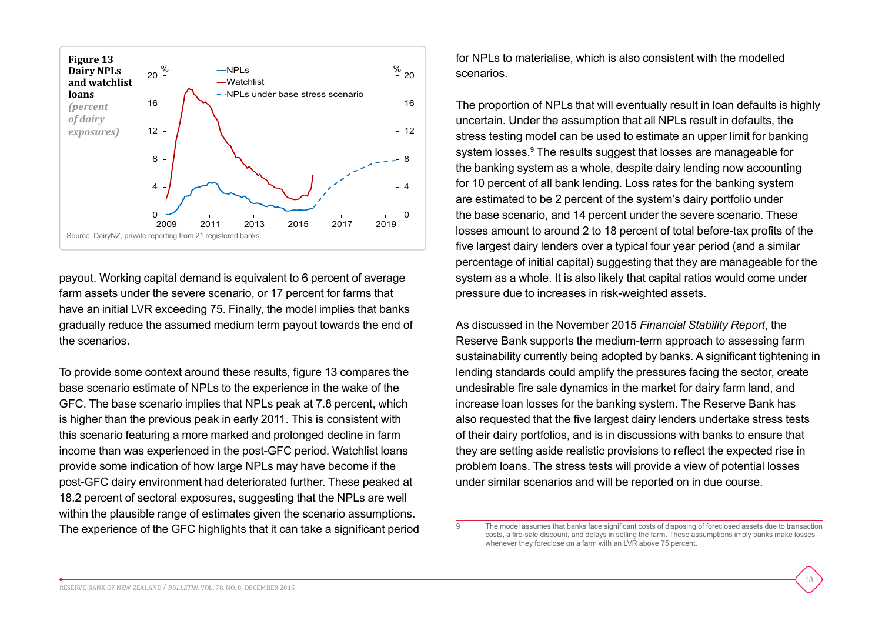**Figure 13**
**Dairy NPLs and watchlist loans**
*(percent of dairy exposures)*

Source: DairyNZ, private reporting from 21 registered banks.

payout. Working capital demand is equivalent to 6 percent of average farm assets under the severe scenario, or 17 percent for farms that have an initial LVR exceeding 75. Finally, the model implies that banks gradually reduce the assumed medium term payout towards the end of the scenarios.

To provide some context around these results, figure 13 compares the base scenario estimate of NPLs to the experience in the wake of the GFC. The base scenario implies that NPLs peak at 7.8 percent, which is higher than the previous peak in early 2011. This is consistent with this scenario featuring a more marked and prolonged decline in farm income than was experienced in the post-GFC period. Watchlist loans provide some indication of how large NPLs may have become if the post-GFC dairy environment had deteriorated further. These peaked at 18.2 percent of sectoral exposures, suggesting that the NPLs are well within the plausible range of estimates given the scenario assumptions. The experience of the GFC highlights that it can take a significant period for NPLs to materialise, which is also consistent with the modelled scenarios.

The proportion of NPLs that will eventually result in loan defaults is highly uncertain. Under the assumption that all NPLs result in defaults, the stress testing model can be used to estimate an upper limit for banking system losses.[9] The results suggest that losses are manageable for the banking system as a whole, despite dairy lending now accounting for 10 percent of all bank lending. Loss rates for the banking system are estimated to be 2 percent of the system's dairy portfolio under the base scenario, and 14 percent under the severe scenario. These losses amount to around 2 to 18 percent of total before-tax profits of the five largest dairy lenders over a typical four year period (and a similar percentage of initial capital) suggesting that they are manageable for the system as a whole. It is also likely that capital ratios would come under pressure due to increases in risk-weighted assets.

As discussed in the November 2015 *Financial Stability Report*, the Reserve Bank supports the medium-term approach to assessing farm sustainability currently being adopted by banks. A significant tightening in lending standards could amplify the pressures facing the sector, create undesirable fire sale dynamics in the market for dairy farm land, and increase loan losses for the banking system. The Reserve Bank has also requested that the five largest dairy lenders undertake stress tests of their dairy portfolios, and is in discussions with banks to ensure that they are setting aside realistic provisions to reflect the expected rise in problem loans. The stress tests will provide a view of potential losses under similar scenarios and will be reported on in due course.

---

9 The model assumes that banks face significant costs of disposing of foreclosed assets due to transaction costs, a fire-sale discount, and delays in selling the farm. These assumptions imply banks make losses whenever they foreclose on a farm with an LVR above 75 percent.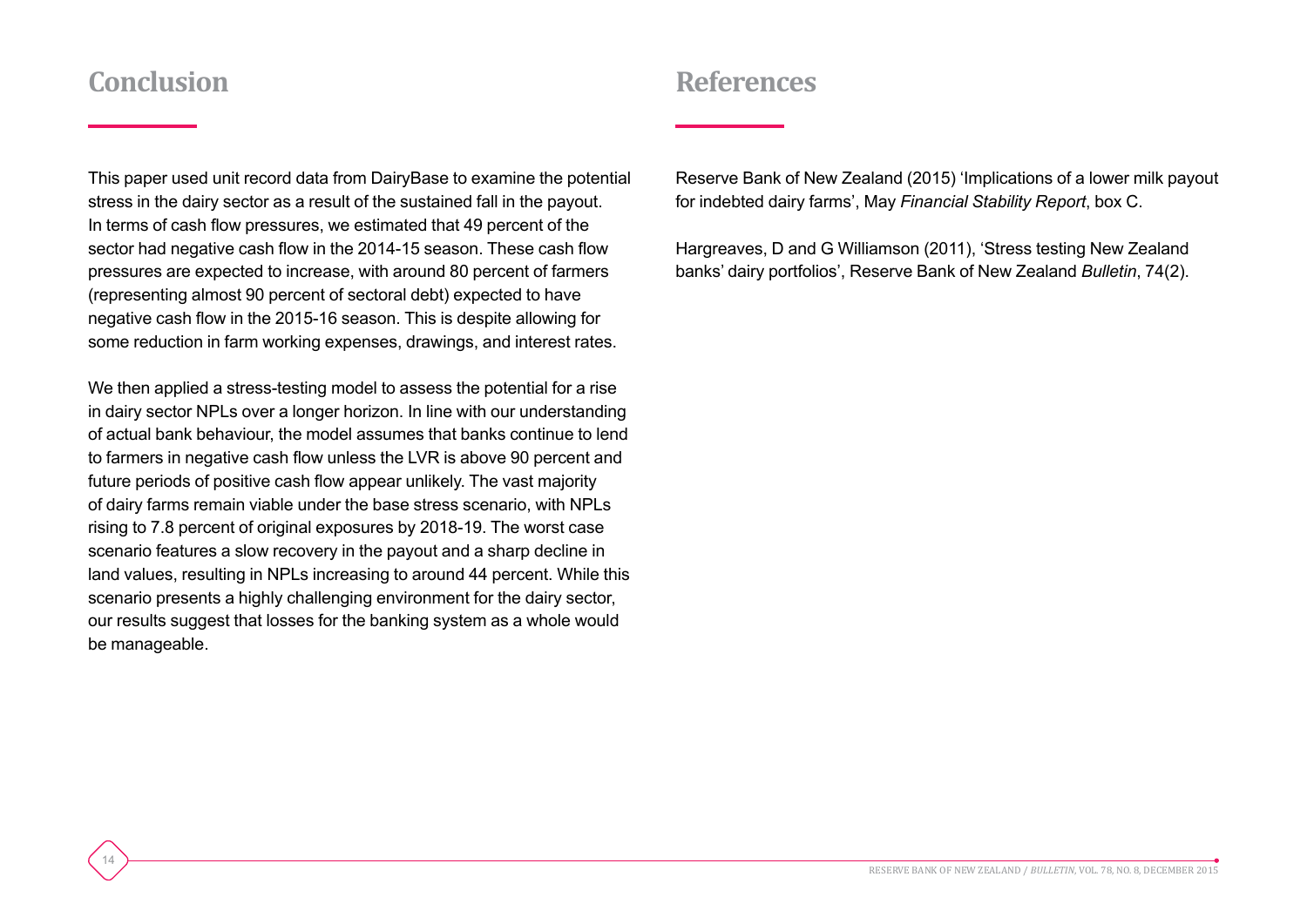## Conclusion

This paper used unit record data from DairyBase to examine the potential stress in the dairy sector as a result of the sustained fall in the payout. In terms of cash flow pressures, we estimated that 49 percent of the sector had negative cash flow in the 2014-15 season. These cash flow pressures are expected to increase, with around 80 percent of farmers (representing almost 90 percent of sectoral debt) expected to have negative cash flow in the 2015-16 season. This is despite allowing for some reduction in farm working expenses, drawings, and interest rates.

We then applied a stress-testing model to assess the potential for a rise in dairy sector NPLs over a longer horizon. In line with our understanding of actual bank behaviour, the model assumes that banks continue to lend to farmers in negative cash flow unless the LVR is above 90 percent and future periods of positive cash flow appear unlikely. The vast majority of dairy farms remain viable under the base stress scenario, with NPLs rising to 7.8 percent of original exposures by 2018-19. The worst case scenario features a slow recovery in the payout and a sharp decline in land values, resulting in NPLs increasing to around 44 percent. While this scenario presents a highly challenging environment for the dairy sector, our results suggest that losses for the banking system as a whole would be manageable.

## References

Reserve Bank of New Zealand (2015) 'Implications of a lower milk payout for indebted dairy farms', May *Financial Stability Report*, box C.

Hargreaves, D and G Williamson (2011), 'Stress testing New Zealand banks' dairy portfolios', Reserve Bank of New Zealand *Bulletin*, 74(2).